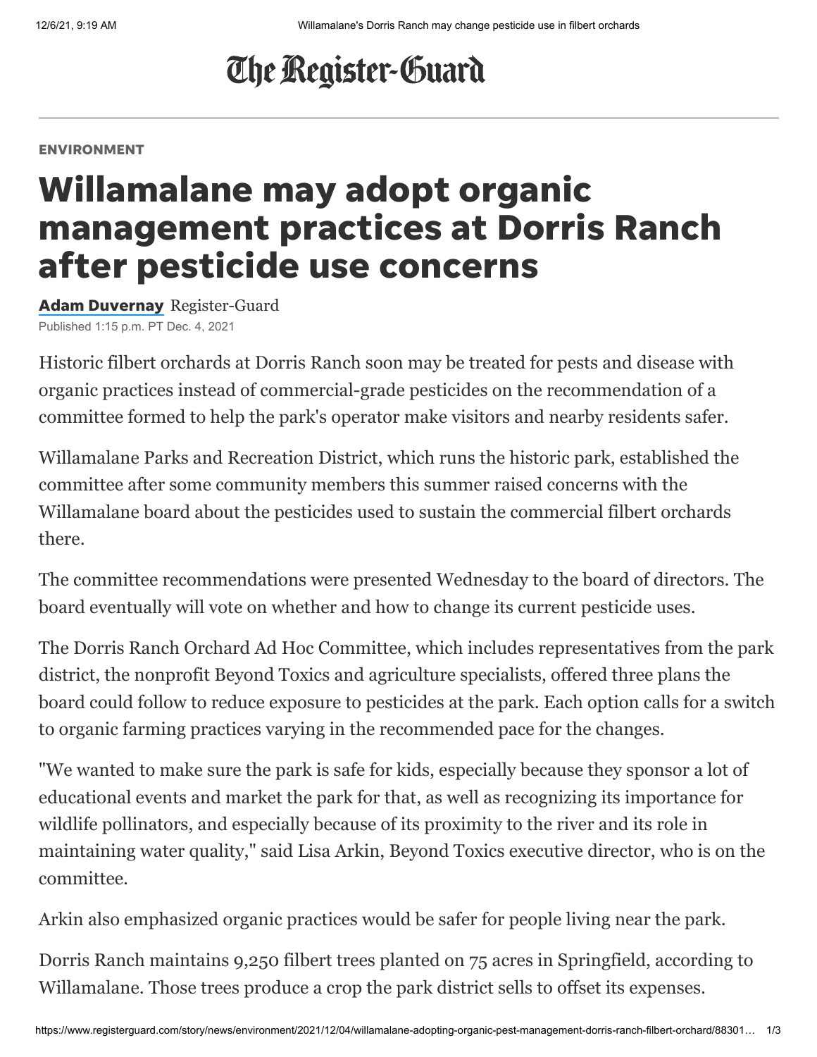# The Register-Guard

ENVIRONMENT

# Willamalane may adopt organic management practices at Dorris Ranch after pesticide use concerns

**Adam Duvernay** Register-Guard

Published 1:15 p.m. PT Dec. 4, 2021

Historic filbert orchards at Dorris Ranch soon may be treated for pests and disease with organic practices instead of commercial-grade pesticides on the recommendation of a committee formed to help the park's operator make visitors and nearby residents safer.

Willamalane Parks and Recreation District, which runs the historic park, established the committee after some community members this summer raised concerns with the Willamalane board about the pesticides used to sustain the commercial filbert orchards there.

The committee recommendations were presented Wednesday to the board of directors. The board eventually will vote on whether and how to change its current pesticide uses.

The Dorris Ranch Orchard Ad Hoc Committee, which includes representatives from the park district, the nonprofit Beyond Toxics and agriculture specialists, offered three plans the board could follow to reduce exposure to pesticides at the park. Each option calls for a switch to organic farming practices varying in the recommended pace for the changes.

"We wanted to make sure the park is safe for kids, especially because they sponsor a lot of educational events and market the park for that, as well as recognizing its importance for wildlife pollinators, and especially because of its proximity to the river and its role in maintaining water quality," said Lisa Arkin, Beyond Toxics executive director, who is on the committee.

Arkin also emphasized organic practices would be safer for people living near the park.

Dorris Ranch maintains 9,250 filbert trees planted on 75 acres in Springfield, according to Willamalane. Those trees produce a crop the park district sells to offset its expenses.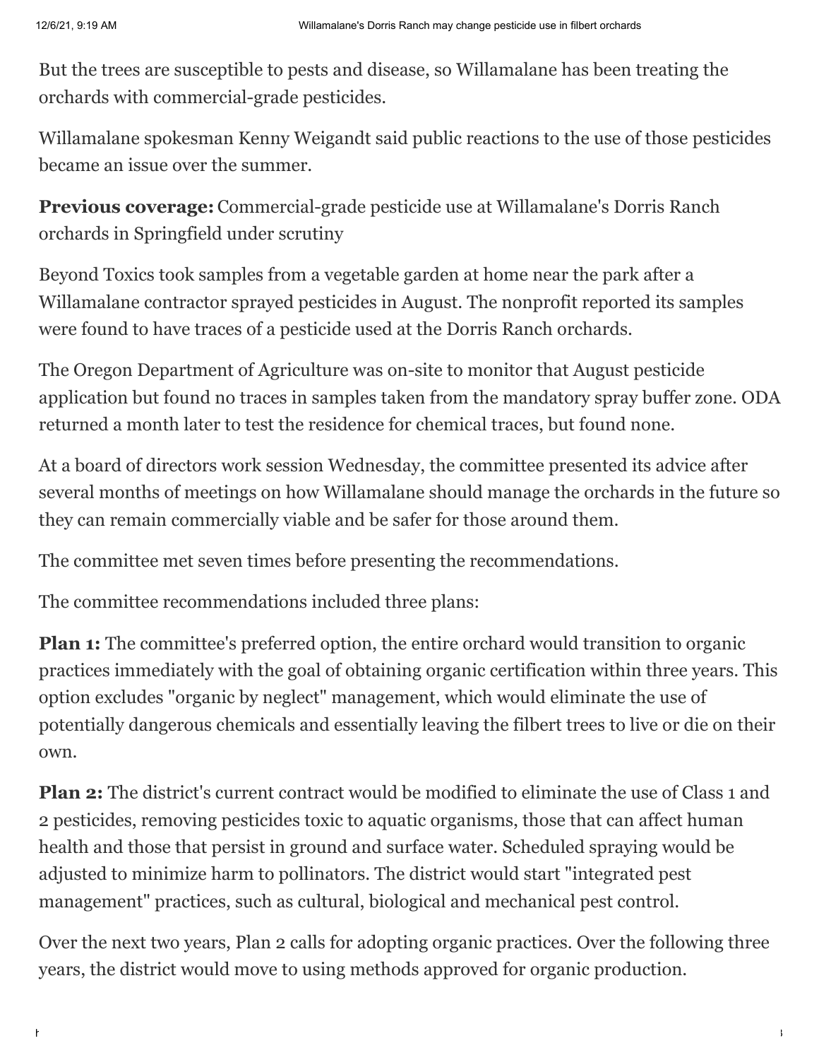But the trees are susceptible to pests and disease, so Willamalane has been treating the orchards with commercial-grade pesticides.

Willamalane spokesman Kenny Weigandt said public reactions to the use of those pesticides became an issue over the summer.

**Previous coverage:** Commercial-grade pesticide use at Willamalane's Dorris Ranch orchards in Springfield under scrutiny

Beyond Toxics took samples from a vegetable garden at home near the park after a Willamalane contractor sprayed pesticides in August. The nonprofit reported its samples were found to have traces of a pesticide used at the Dorris Ranch orchards.

The Oregon Department of Agriculture was on-site to monitor that August pesticide application but found no traces in samples taken from the mandatory spray buffer zone. ODA returned a month later to test the residence for chemical traces, but found none.

At a board of directors work session Wednesday, the committee presented its advice after several months of meetings on how Willamalane should manage the orchards in the future so they can remain commercially viable and be safer for those around them.

The committee met seven times before presenting the recommendations.

The committee recommendations included three plans:

**Plan 1:** The committee's preferred option, the entire orchard would transition to organic practices immediately with the goal of obtaining organic certification within three years. This option excludes "organic by neglect" management, which would eliminate the use of potentially dangerous chemicals and essentially leaving the filbert trees to live or die on their own.

**Plan 2:** The district's current contract would be modified to eliminate the use of Class 1 and 2 pesticides, removing pesticides toxic to aquatic organisms, those that can affect human health and those that persist in ground and surface water. Scheduled spraying would be adjusted to minimize harm to pollinators. The district would start "integrated pest management" practices, such as cultural, biological and mechanical pest control.

Over the next two years, Plan 2 calls for adopting organic practices. Over the following three years, the district would move to using methods approved for organic production.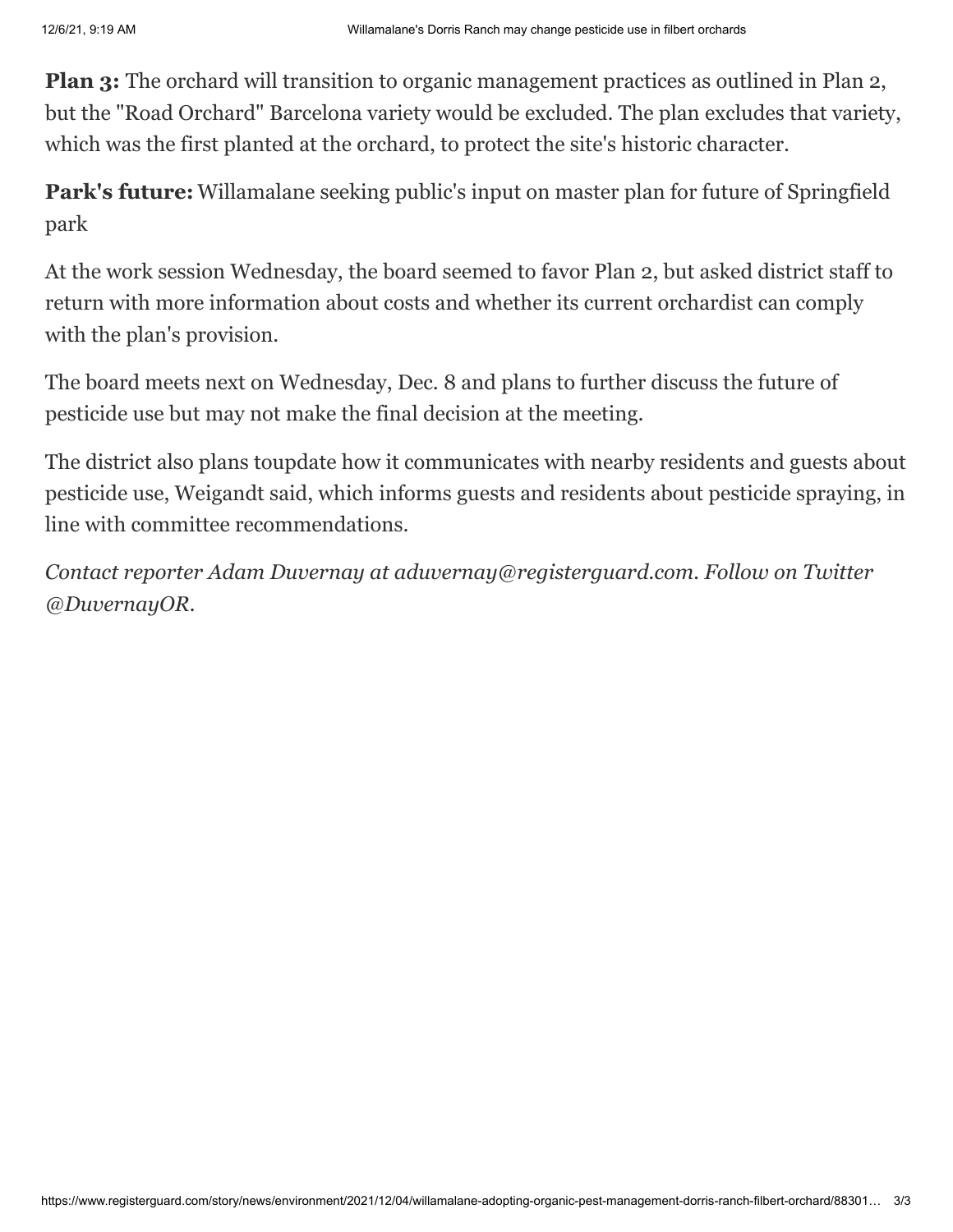**Plan 3:** The orchard will transition to organic management practices as outlined in Plan 2, but the "Road Orchard" Barcelona variety would be excluded. The plan excludes that variety, which was the first planted at the orchard, to protect the site's historic character.

**Park's future:** Willamalane seeking public's input on master plan for future of Springfield park

At the work session Wednesday, the board seemed to favor Plan 2, but asked district staff to return with more information about costs and whether its current orchardist can comply with the plan's provision.

The board meets next on Wednesday, Dec. 8 and plans to further discuss the future of pesticide use but may not make the final decision at the meeting.

The district also plans toupdate how it communicates with nearby residents and guests about pesticide use, Weigandt said, which informs guests and residents about pesticide spraying, in line with committee recommendations.

*Contact reporter Adam Duvernay at aduvernay@registerguard.com. Follow on Twitter @DuvernayOR.*